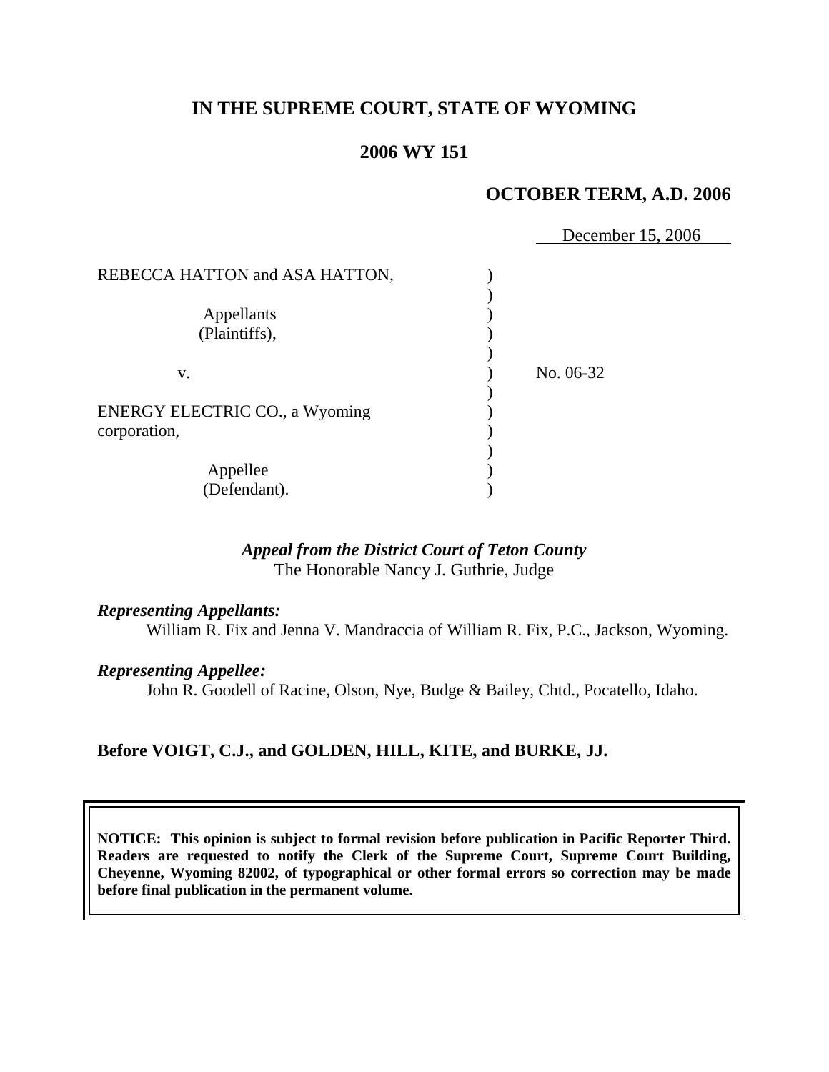# IN THE SUPREME COURT, STATE OF WYOMING

## 2006 WY 151

### OCTOBER TERM, A.D. 2006

December 15, 2006

| | | |
|---|---|---|
| REBECCA HATTON and ASA HATTON, | ) | |
| | ) | |
| Appellants | ) | |
| (Plaintiffs), | ) | |
| | ) | |
| v. | ) | No. 06-32 |
| | ) | |
| ENERGY ELECTRIC CO., a Wyoming corporation, | ) | |
| | ) | |
| Appellee | ) | |
| (Defendant). | ) | |

*Appeal from the District Court of Teton County*
The Honorable Nancy J. Guthrie, Judge

***Representing Appellants:***
William R. Fix and Jenna V. Mandraccia of William R. Fix, P.C., Jackson, Wyoming.

***Representing Appellee:***
John R. Goodell of Racine, Olson, Nye, Budge & Bailey, Chtd., Pocatello, Idaho.

**Before VOIGT, C.J., and GOLDEN, HILL, KITE, and BURKE, JJ.**

**NOTICE: This opinion is subject to formal revision before publication in Pacific Reporter Third. Readers are requested to notify the Clerk of the Supreme Court, Supreme Court Building, Cheyenne, Wyoming 82002, of typographical or other formal errors so correction may be made before final publication in the permanent volume.**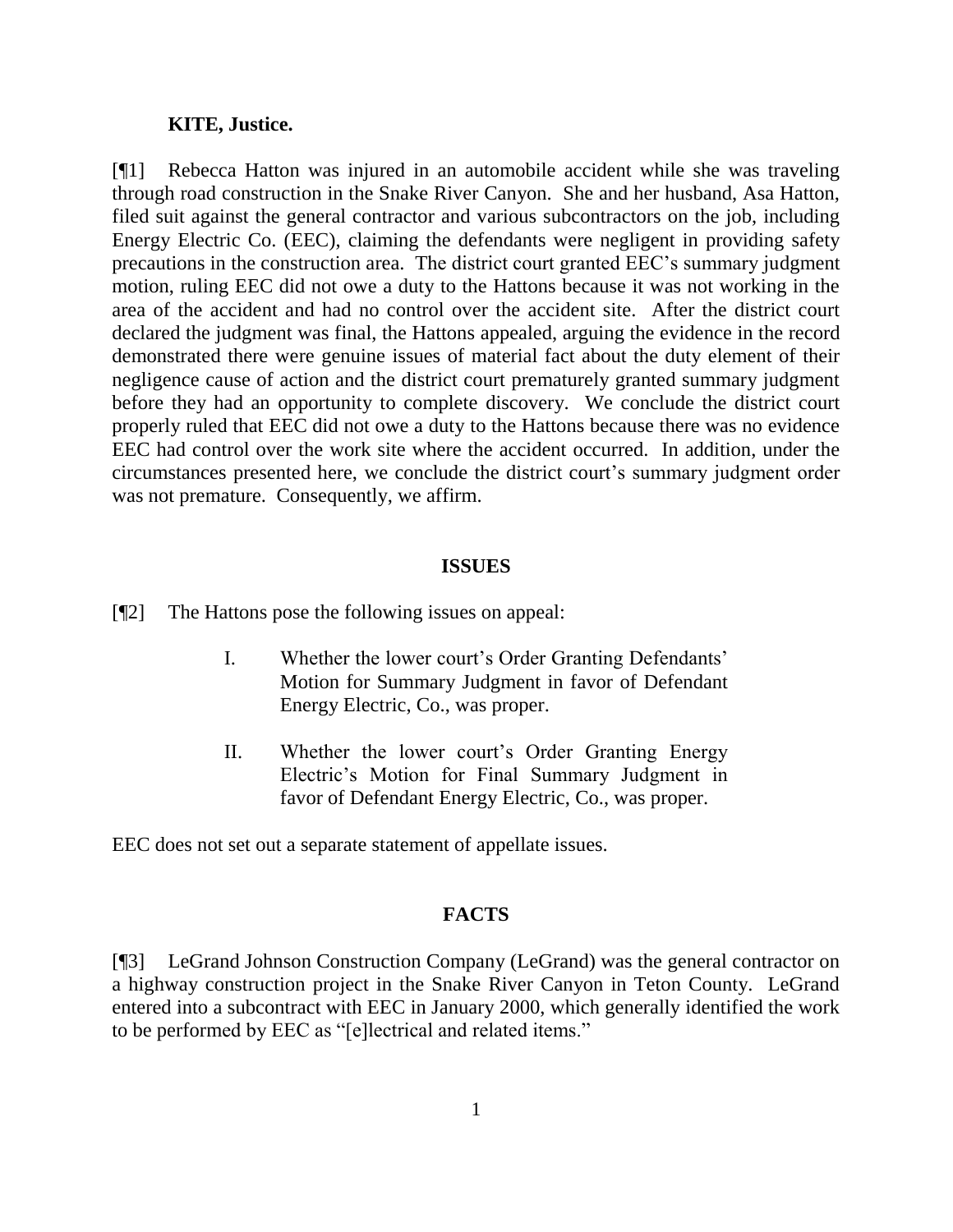**KITE, Justice.**

[¶1] Rebecca Hatton was injured in an automobile accident while she was traveling through road construction in the Snake River Canyon. She and her husband, Asa Hatton, filed suit against the general contractor and various subcontractors on the job, including Energy Electric Co. (EEC), claiming the defendants were negligent in providing safety precautions in the construction area. The district court granted EEC's summary judgment motion, ruling EEC did not owe a duty to the Hattons because it was not working in the area of the accident and had no control over the accident site. After the district court declared the judgment was final, the Hattons appealed, arguing the evidence in the record demonstrated there were genuine issues of material fact about the duty element of their negligence cause of action and the district court prematurely granted summary judgment before they had an opportunity to complete discovery. We conclude the district court properly ruled that EEC did not owe a duty to the Hattons because there was no evidence EEC had control over the work site where the accident occurred. In addition, under the circumstances presented here, we conclude the district court's summary judgment order was not premature. Consequently, we affirm.

## ISSUES

[¶2] The Hattons pose the following issues on appeal:

> I. Whether the lower court's Order Granting Defendants' Motion for Summary Judgment in favor of Defendant Energy Electric, Co., was proper.
>
> II. Whether the lower court's Order Granting Energy Electric's Motion for Final Summary Judgment in favor of Defendant Energy Electric, Co., was proper.

EEC does not set out a separate statement of appellate issues.

## FACTS

[¶3] LeGrand Johnson Construction Company (LeGrand) was the general contractor on a highway construction project in the Snake River Canyon in Teton County. LeGrand entered into a subcontract with EEC in January 2000, which generally identified the work to be performed by EEC as "[e]lectrical and related items."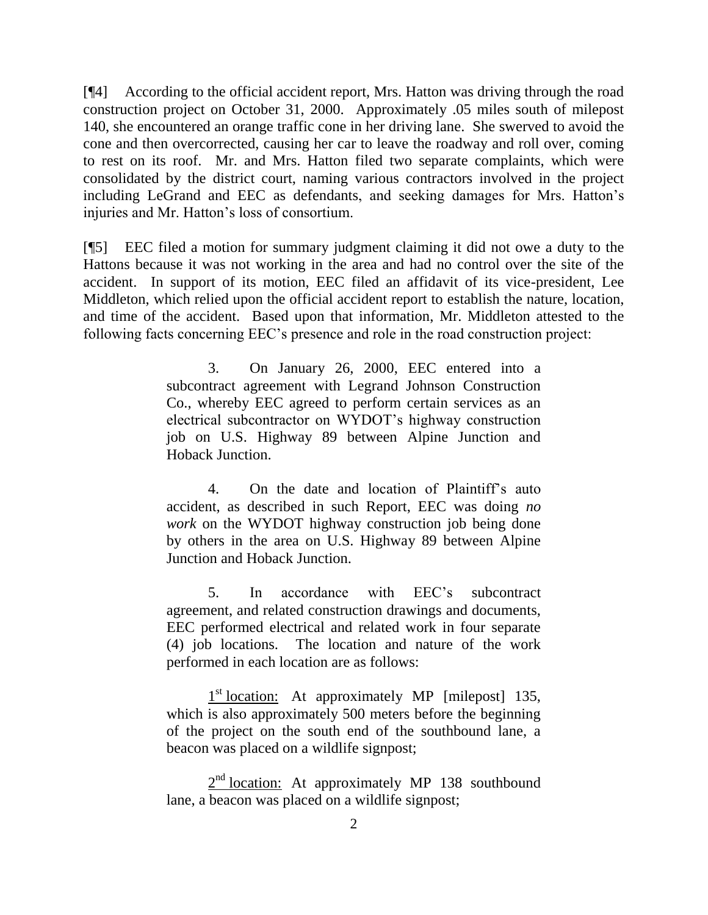[¶4] According to the official accident report, Mrs. Hatton was driving through the road construction project on October 31, 2000. Approximately .05 miles south of milepost 140, she encountered an orange traffic cone in her driving lane. She swerved to avoid the cone and then overcorrected, causing her car to leave the roadway and roll over, coming to rest on its roof. Mr. and Mrs. Hatton filed two separate complaints, which were consolidated by the district court, naming various contractors involved in the project including LeGrand and EEC as defendants, and seeking damages for Mrs. Hatton's injuries and Mr. Hatton's loss of consortium.

[¶5] EEC filed a motion for summary judgment claiming it did not owe a duty to the Hattons because it was not working in the area and had no control over the site of the accident. In support of its motion, EEC filed an affidavit of its vice-president, Lee Middleton, which relied upon the official accident report to establish the nature, location, and time of the accident. Based upon that information, Mr. Middleton attested to the following facts concerning EEC's presence and role in the road construction project:

> 3. On January 26, 2000, EEC entered into a subcontract agreement with Legrand Johnson Construction Co., whereby EEC agreed to perform certain services as an electrical subcontractor on WYDOT's highway construction job on U.S. Highway 89 between Alpine Junction and Hoback Junction.
>
> 4. On the date and location of Plaintiff's auto accident, as described in such Report, EEC was doing *no work* on the WYDOT highway construction job being done by others in the area on U.S. Highway 89 between Alpine Junction and Hoback Junction.
>
> 5. In accordance with EEC's subcontract agreement, and related construction drawings and documents, EEC performed electrical and related work in four separate (4) job locations. The location and nature of the work performed in each location are as follows:
>
> 1st location: At approximately MP [milepost] 135, which is also approximately 500 meters before the beginning of the project on the south end of the southbound lane, a beacon was placed on a wildlife signpost;
>
> 2nd location: At approximately MP 138 southbound lane, a beacon was placed on a wildlife signpost;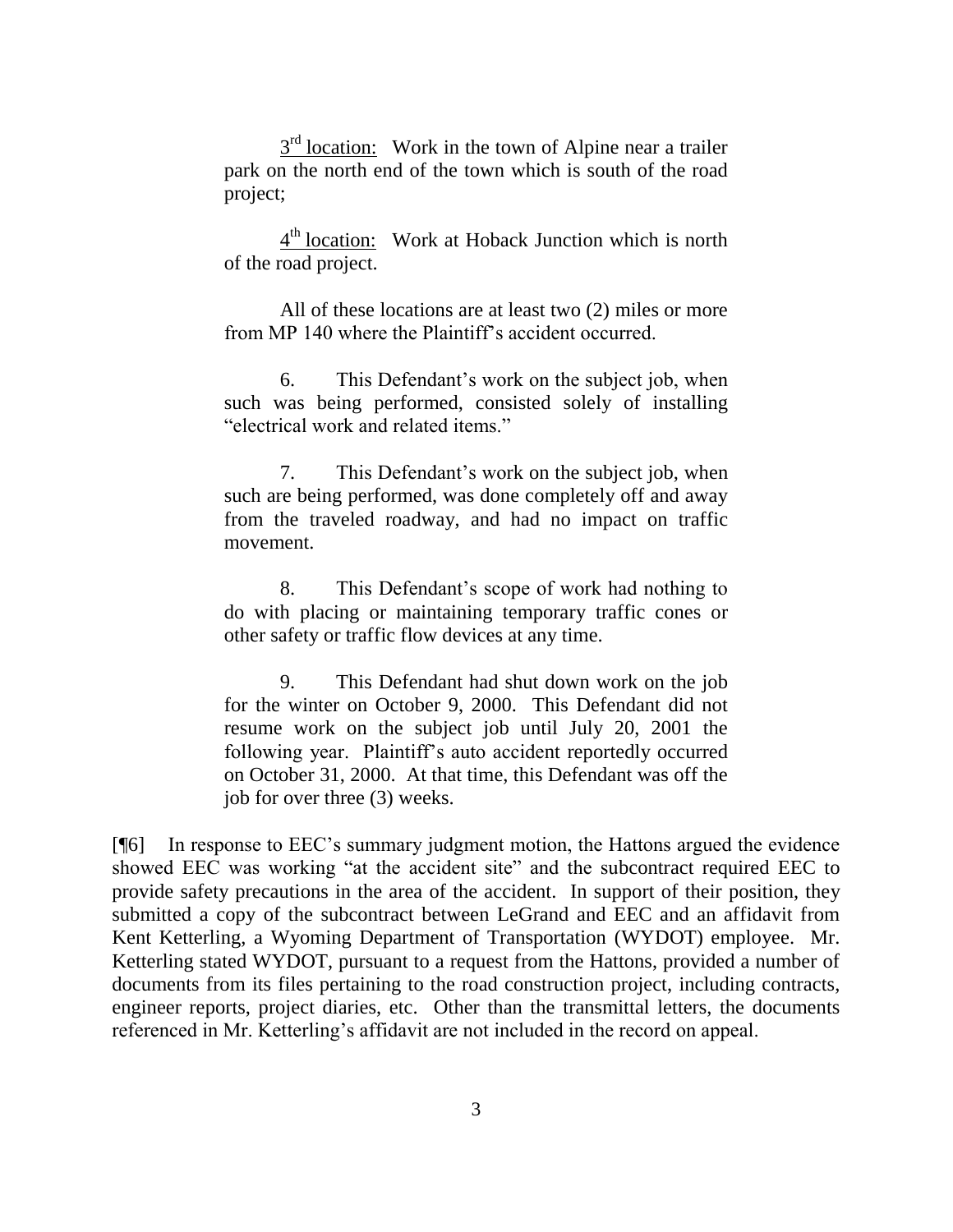> <u>3[rd] location:</u> Work in the town of Alpine near a trailer park on the north end of the town which is south of the road project;
>
> <u>4[th] location:</u> Work at Hoback Junction which is north of the road project.
>
> All of these locations are at least two (2) miles or more from MP 140 where the Plaintiff's accident occurred.
>
> 6. This Defendant's work on the subject job, when such was being performed, consisted solely of installing "electrical work and related items."
>
> 7. This Defendant's work on the subject job, when such are being performed, was done completely off and away from the traveled roadway, and had no impact on traffic movement.
>
> 8. This Defendant's scope of work had nothing to do with placing or maintaining temporary traffic cones or other safety or traffic flow devices at any time.
>
> 9. This Defendant had shut down work on the job for the winter on October 9, 2000. This Defendant did not resume work on the subject job until July 20, 2001 the following year. Plaintiff's auto accident reportedly occurred on October 31, 2000. At that time, this Defendant was off the job for over three (3) weeks.

[¶6] In response to EEC's summary judgment motion, the Hattons argued the evidence showed EEC was working "at the accident site" and the subcontract required EEC to provide safety precautions in the area of the accident. In support of their position, they submitted a copy of the subcontract between LeGrand and EEC and an affidavit from Kent Ketterling, a Wyoming Department of Transportation (WYDOT) employee. Mr. Ketterling stated WYDOT, pursuant to a request from the Hattons, provided a number of documents from its files pertaining to the road construction project, including contracts, engineer reports, project diaries, etc. Other than the transmittal letters, the documents referenced in Mr. Ketterling's affidavit are not included in the record on appeal.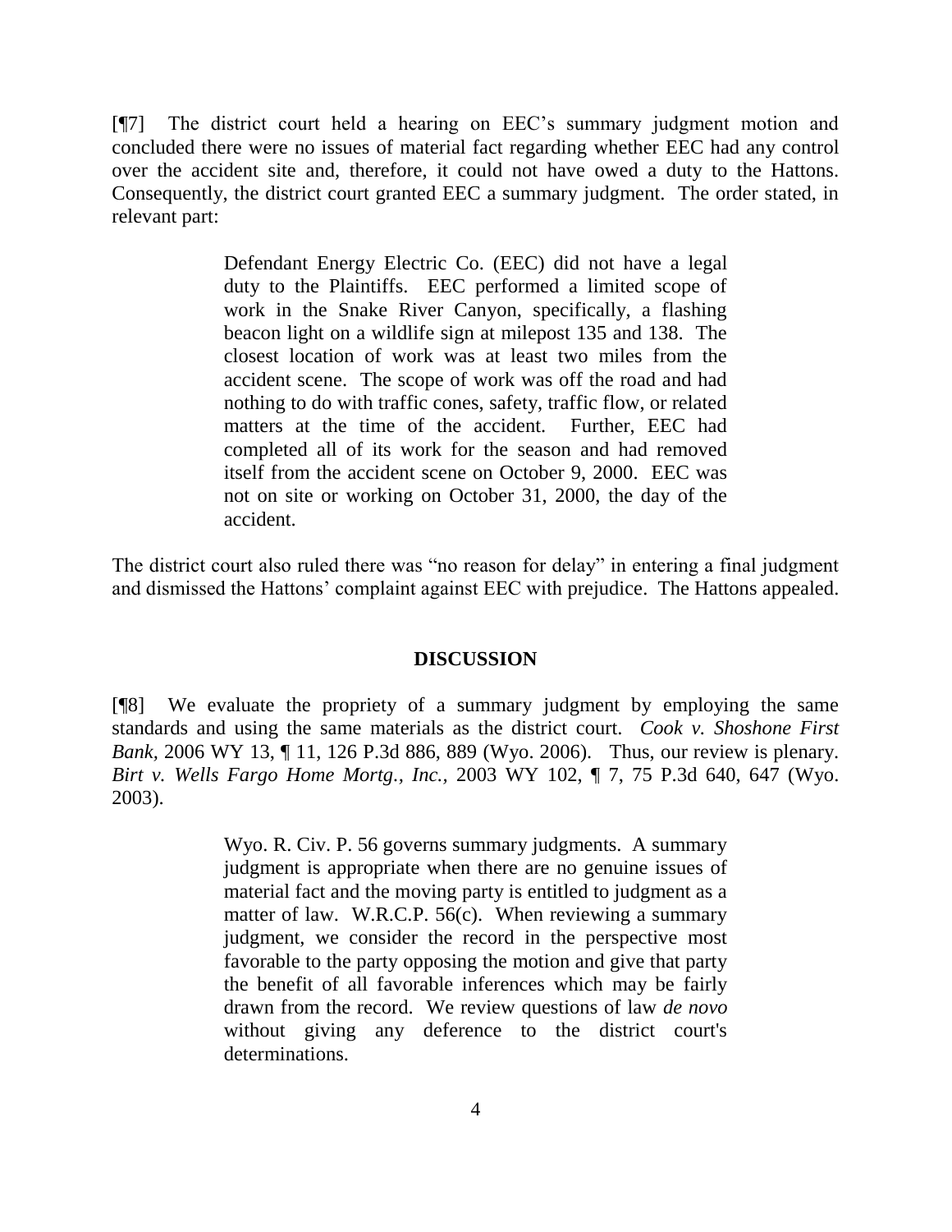[¶7] The district court held a hearing on EEC's summary judgment motion and concluded there were no issues of material fact regarding whether EEC had any control over the accident site and, therefore, it could not have owed a duty to the Hattons. Consequently, the district court granted EEC a summary judgment. The order stated, in relevant part:

> Defendant Energy Electric Co. (EEC) did not have a legal duty to the Plaintiffs. EEC performed a limited scope of work in the Snake River Canyon, specifically, a flashing beacon light on a wildlife sign at milepost 135 and 138. The closest location of work was at least two miles from the accident scene. The scope of work was off the road and had nothing to do with traffic cones, safety, traffic flow, or related matters at the time of the accident. Further, EEC had completed all of its work for the season and had removed itself from the accident scene on October 9, 2000. EEC was not on site or working on October 31, 2000, the day of the accident.

The district court also ruled there was "no reason for delay" in entering a final judgment and dismissed the Hattons' complaint against EEC with prejudice. The Hattons appealed.

## DISCUSSION

[¶8] We evaluate the propriety of a summary judgment by employing the same standards and using the same materials as the district court. *Cook v. Shoshone First Bank*, 2006 WY 13, ¶ 11, 126 P.3d 886, 889 (Wyo. 2006). Thus, our review is plenary. *Birt v. Wells Fargo Home Mortg., Inc.*, 2003 WY 102, ¶ 7, 75 P.3d 640, 647 (Wyo. 2003).

> Wyo. R. Civ. P. 56 governs summary judgments. A summary judgment is appropriate when there are no genuine issues of material fact and the moving party is entitled to judgment as a matter of law. W.R.C.P. 56(c). When reviewing a summary judgment, we consider the record in the perspective most favorable to the party opposing the motion and give that party the benefit of all favorable inferences which may be fairly drawn from the record. We review questions of law *de novo* without giving any deference to the district court's determinations.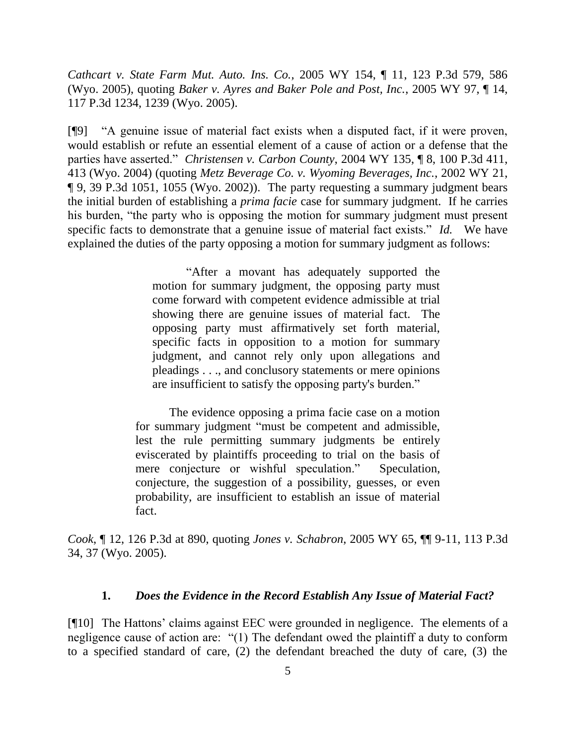*Cathcart v. State Farm Mut. Auto. Ins. Co.*, 2005 WY 154, ¶ 11, 123 P.3d 579, 586 (Wyo. 2005), quoting *Baker v. Ayres and Baker Pole and Post, Inc.*, 2005 WY 97, ¶ 14, 117 P.3d 1234, 1239 (Wyo. 2005).

[¶9] "A genuine issue of material fact exists when a disputed fact, if it were proven, would establish or refute an essential element of a cause of action or a defense that the parties have asserted." *Christensen v. Carbon County*, 2004 WY 135, ¶ 8, 100 P.3d 411, 413 (Wyo. 2004) (quoting *Metz Beverage Co. v. Wyoming Beverages, Inc.*, 2002 WY 21, ¶ 9, 39 P.3d 1051, 1055 (Wyo. 2002)). The party requesting a summary judgment bears the initial burden of establishing a *prima facie* case for summary judgment. If he carries his burden, "the party who is opposing the motion for summary judgment must present specific facts to demonstrate that a genuine issue of material fact exists." *Id.* We have explained the duties of the party opposing a motion for summary judgment as follows:

> "After a movant has adequately supported the motion for summary judgment, the opposing party must come forward with competent evidence admissible at trial showing there are genuine issues of material fact. The opposing party must affirmatively set forth material, specific facts in opposition to a motion for summary judgment, and cannot rely only upon allegations and pleadings . . ., and conclusory statements or mere opinions are insufficient to satisfy the opposing party's burden."
>
> The evidence opposing a prima facie case on a motion for summary judgment "must be competent and admissible, lest the rule permitting summary judgments be entirely eviscerated by plaintiffs proceeding to trial on the basis of mere conjecture or wishful speculation." Speculation, conjecture, the suggestion of a possibility, guesses, or even probability, are insufficient to establish an issue of material fact.

*Cook*, ¶ 12, 126 P.3d at 890, quoting *Jones v. Schabron*, 2005 WY 65, ¶¶ 9-11, 113 P.3d 34, 37 (Wyo. 2005).

### 1. *Does the Evidence in the Record Establish Any Issue of Material Fact?*

[¶10] The Hattons' claims against EEC were grounded in negligence. The elements of a negligence cause of action are: "(1) The defendant owed the plaintiff a duty to conform to a specified standard of care, (2) the defendant breached the duty of care, (3) the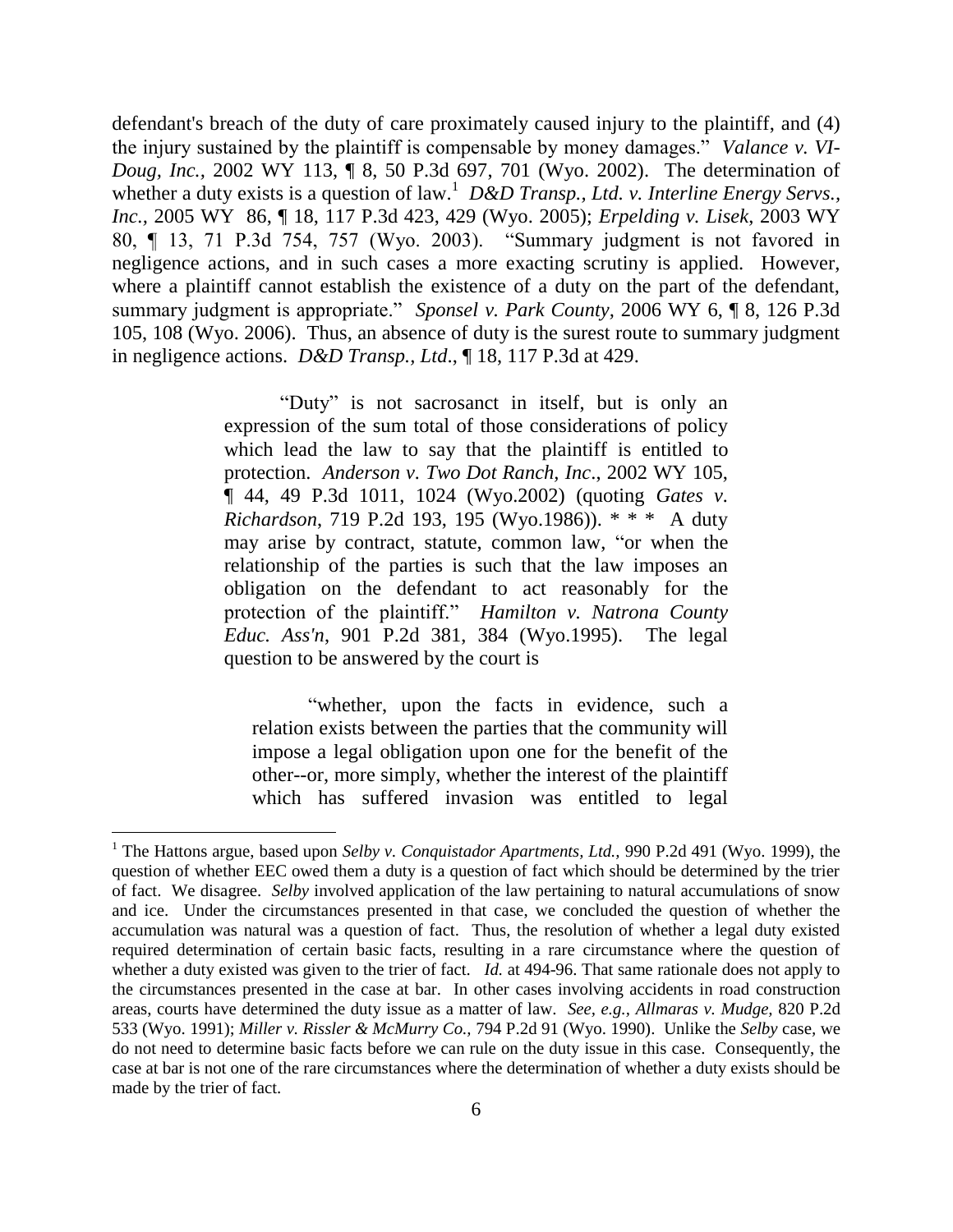defendant's breach of the duty of care proximately caused injury to the plaintiff, and (4) the injury sustained by the plaintiff is compensable by money damages." *Valance v. VI-Doug, Inc.,* 2002 WY 113, ¶ 8, 50 P.3d 697, 701 (Wyo. 2002). The determination of whether a duty exists is a question of law.[1] *D&D Transp., Ltd. v. Interline Energy Servs., Inc.*, 2005 WY 86, ¶ 18, 117 P.3d 423, 429 (Wyo. 2005); *Erpelding v. Lisek*, 2003 WY 80, ¶ 13, 71 P.3d 754, 757 (Wyo. 2003). "Summary judgment is not favored in negligence actions, and in such cases a more exacting scrutiny is applied. However, where a plaintiff cannot establish the existence of a duty on the part of the defendant, summary judgment is appropriate." *Sponsel v. Park County*, 2006 WY 6, ¶ 8, 126 P.3d 105, 108 (Wyo. 2006). Thus, an absence of duty is the surest route to summary judgment in negligence actions. *D&D Transp., Ltd*., ¶ 18, 117 P.3d at 429.

> "Duty" is not sacrosanct in itself, but is only an expression of the sum total of those considerations of policy which lead the law to say that the plaintiff is entitled to protection. *Anderson v. Two Dot Ranch, Inc*., 2002 WY 105, ¶ 44, 49 P.3d 1011, 1024 (Wyo.2002) (quoting *Gates v. Richardson*, 719 P.2d 193, 195 (Wyo.1986)). * * * A duty may arise by contract, statute, common law, "or when the relationship of the parties is such that the law imposes an obligation on the defendant to act reasonably for the protection of the plaintiff." *Hamilton v. Natrona County Educ. Ass'n*, 901 P.2d 381, 384 (Wyo.1995). The legal question to be answered by the court is
>
> > "whether, upon the facts in evidence, such a relation exists between the parties that the community will impose a legal obligation upon one for the benefit of the other--or, more simply, whether the interest of the plaintiff which has suffered invasion was entitled to legal

---

[1] The Hattons argue, based upon *Selby v. Conquistador Apartments, Ltd.,* 990 P.2d 491 (Wyo. 1999), the question of whether EEC owed them a duty is a question of fact which should be determined by the trier of fact. We disagree. *Selby* involved application of the law pertaining to natural accumulations of snow and ice. Under the circumstances presented in that case, we concluded the question of whether the accumulation was natural was a question of fact. Thus, the resolution of whether a legal duty existed required determination of certain basic facts, resulting in a rare circumstance where the question of whether a duty existed was given to the trier of fact. *Id.* at 494-96. That same rationale does not apply to the circumstances presented in the case at bar. In other cases involving accidents in road construction areas, courts have determined the duty issue as a matter of law. *See, e.g., Allmaras v. Mudge,* 820 P.2d 533 (Wyo. 1991); *Miller v. Rissler & McMurry Co.,* 794 P.2d 91 (Wyo. 1990). Unlike the *Selby* case, we do not need to determine basic facts before we can rule on the duty issue in this case. Consequently, the case at bar is not one of the rare circumstances where the determination of whether a duty exists should be made by the trier of fact.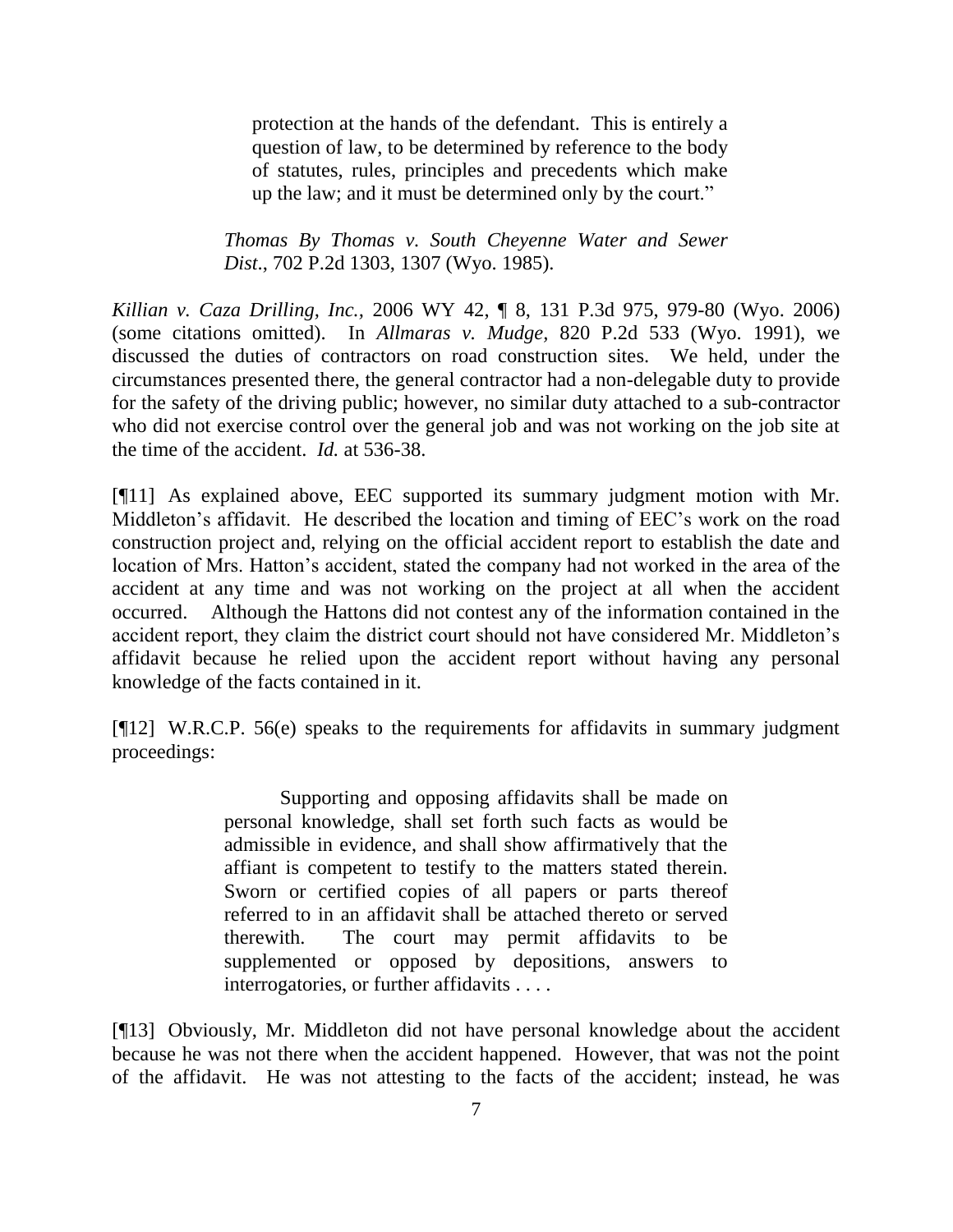> protection at the hands of the defendant. This is entirely a question of law, to be determined by reference to the body of statutes, rules, principles and precedents which make up the law; and it must be determined only by the court."
>
> *Thomas By Thomas v. South Cheyenne Water and Sewer Dist.*, 702 P.2d 1303, 1307 (Wyo. 1985).

*Killian v. Caza Drilling, Inc.*, 2006 WY 42, ¶ 8, 131 P.3d 975, 979-80 (Wyo. 2006) (some citations omitted). In *Allmaras v. Mudge*, 820 P.2d 533 (Wyo. 1991), we discussed the duties of contractors on road construction sites. We held, under the circumstances presented there, the general contractor had a non-delegable duty to provide for the safety of the driving public; however, no similar duty attached to a sub-contractor who did not exercise control over the general job and was not working on the job site at the time of the accident. *Id.* at 536-38.

[¶11] As explained above, EEC supported its summary judgment motion with Mr. Middleton's affidavit. He described the location and timing of EEC's work on the road construction project and, relying on the official accident report to establish the date and location of Mrs. Hatton's accident, stated the company had not worked in the area of the accident at any time and was not working on the project at all when the accident occurred. Although the Hattons did not contest any of the information contained in the accident report, they claim the district court should not have considered Mr. Middleton's affidavit because he relied upon the accident report without having any personal knowledge of the facts contained in it.

[¶12] W.R.C.P. 56(e) speaks to the requirements for affidavits in summary judgment proceedings:

> Supporting and opposing affidavits shall be made on personal knowledge, shall set forth such facts as would be admissible in evidence, and shall show affirmatively that the affiant is competent to testify to the matters stated therein. Sworn or certified copies of all papers or parts thereof referred to in an affidavit shall be attached thereto or served therewith. The court may permit affidavits to be supplemented or opposed by depositions, answers to interrogatories, or further affidavits . . . .

[¶13] Obviously, Mr. Middleton did not have personal knowledge about the accident because he was not there when the accident happened. However, that was not the point of the affidavit. He was not attesting to the facts of the accident; instead, he was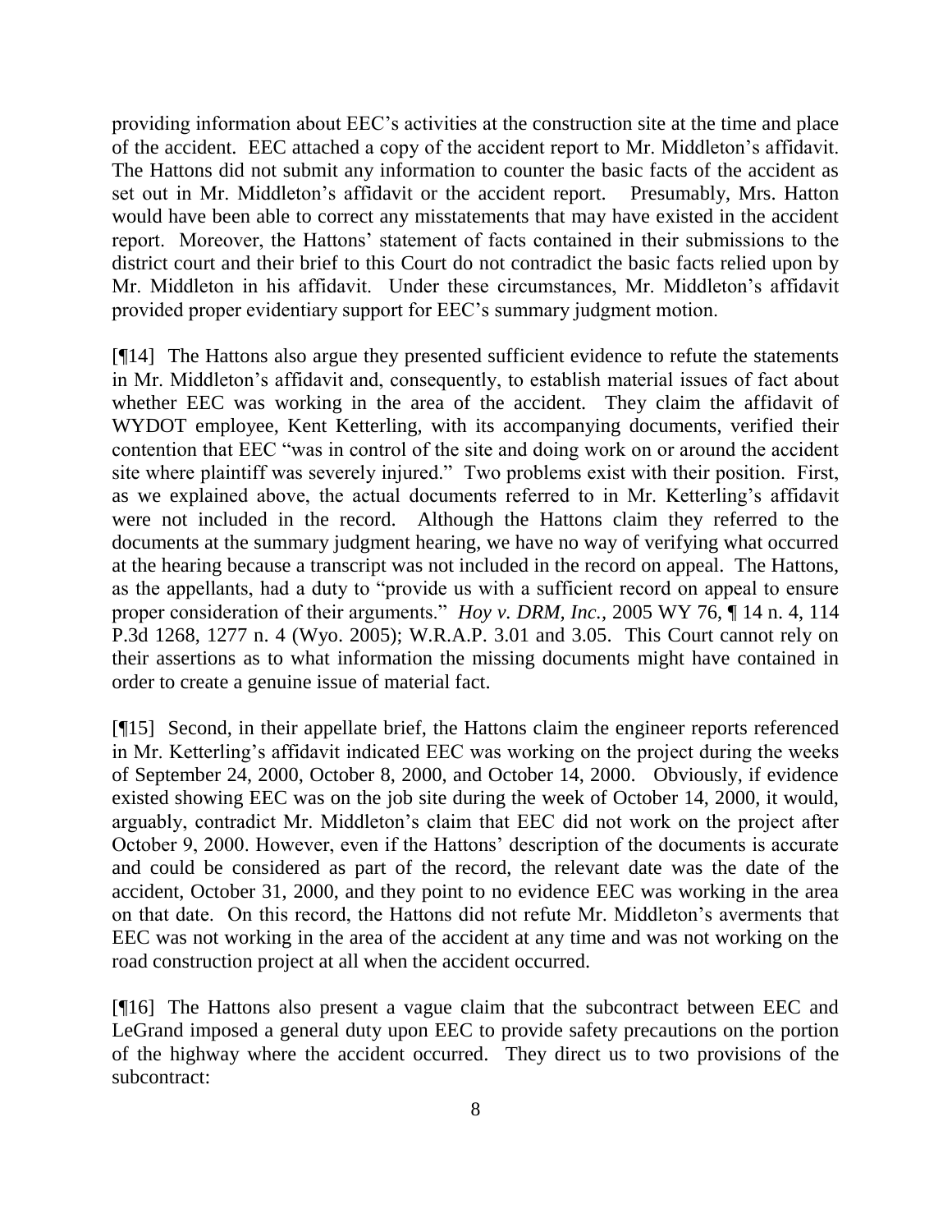providing information about EEC's activities at the construction site at the time and place of the accident. EEC attached a copy of the accident report to Mr. Middleton's affidavit. The Hattons did not submit any information to counter the basic facts of the accident as set out in Mr. Middleton's affidavit or the accident report. Presumably, Mrs. Hatton would have been able to correct any misstatements that may have existed in the accident report. Moreover, the Hattons' statement of facts contained in their submissions to the district court and their brief to this Court do not contradict the basic facts relied upon by Mr. Middleton in his affidavit. Under these circumstances, Mr. Middleton's affidavit provided proper evidentiary support for EEC's summary judgment motion.

[¶14] The Hattons also argue they presented sufficient evidence to refute the statements in Mr. Middleton's affidavit and, consequently, to establish material issues of fact about whether EEC was working in the area of the accident. They claim the affidavit of WYDOT employee, Kent Ketterling, with its accompanying documents, verified their contention that EEC "was in control of the site and doing work on or around the accident site where plaintiff was severely injured." Two problems exist with their position. First, as we explained above, the actual documents referred to in Mr. Ketterling's affidavit were not included in the record. Although the Hattons claim they referred to the documents at the summary judgment hearing, we have no way of verifying what occurred at the hearing because a transcript was not included in the record on appeal. The Hattons, as the appellants, had a duty to "provide us with a sufficient record on appeal to ensure proper consideration of their arguments." *Hoy v. DRM, Inc.*, 2005 WY 76, ¶ 14 n. 4, 114 P.3d 1268, 1277 n. 4 (Wyo. 2005); W.R.A.P. 3.01 and 3.05. This Court cannot rely on their assertions as to what information the missing documents might have contained in order to create a genuine issue of material fact.

[¶15] Second, in their appellate brief, the Hattons claim the engineer reports referenced in Mr. Ketterling's affidavit indicated EEC was working on the project during the weeks of September 24, 2000, October 8, 2000, and October 14, 2000. Obviously, if evidence existed showing EEC was on the job site during the week of October 14, 2000, it would, arguably, contradict Mr. Middleton's claim that EEC did not work on the project after October 9, 2000. However, even if the Hattons' description of the documents is accurate and could be considered as part of the record, the relevant date was the date of the accident, October 31, 2000, and they point to no evidence EEC was working in the area on that date. On this record, the Hattons did not refute Mr. Middleton's averments that EEC was not working in the area of the accident at any time and was not working on the road construction project at all when the accident occurred.

[¶16] The Hattons also present a vague claim that the subcontract between EEC and LeGrand imposed a general duty upon EEC to provide safety precautions on the portion of the highway where the accident occurred. They direct us to two provisions of the subcontract: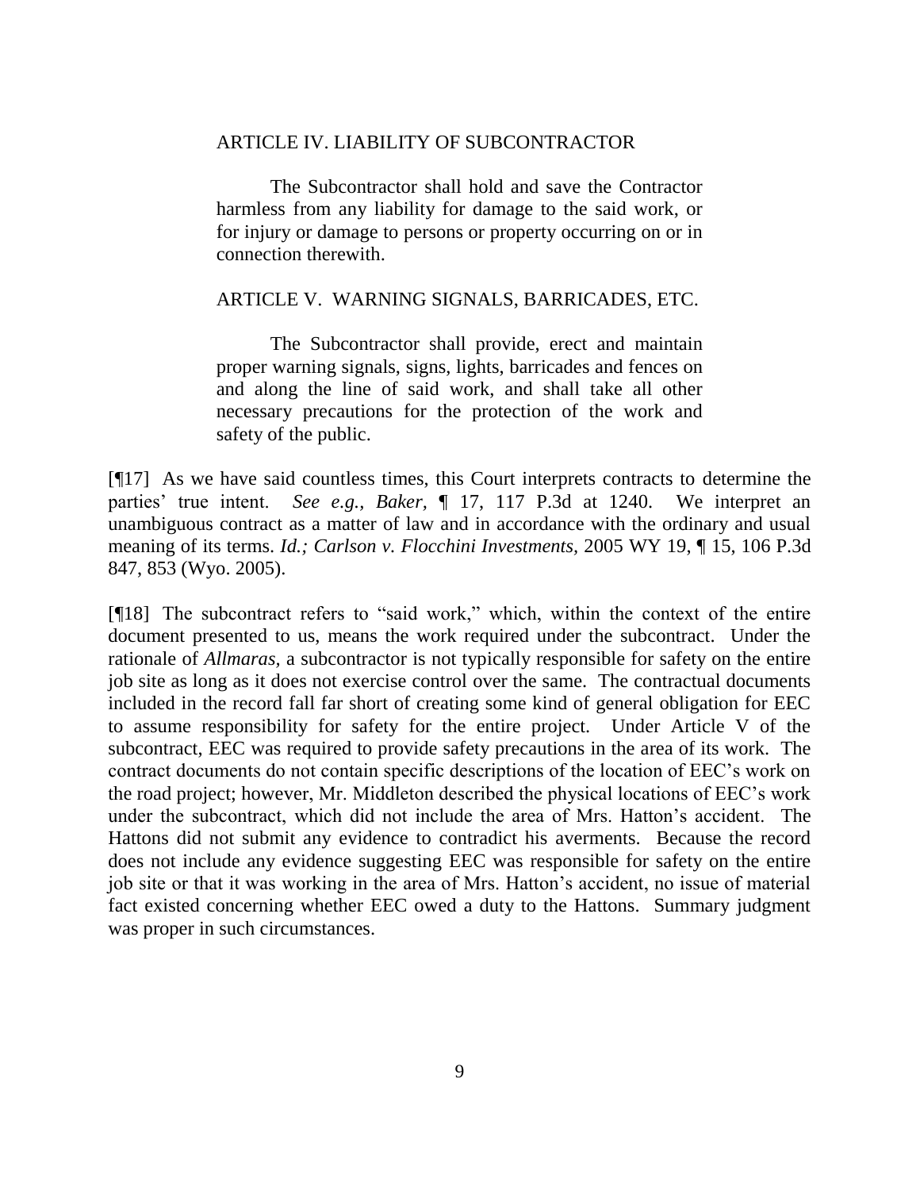> ARTICLE IV. LIABILITY OF SUBCONTRACTOR
>
> The Subcontractor shall hold and save the Contractor harmless from any liability for damage to the said work, or for injury or damage to persons or property occurring on or in connection therewith.
>
> ARTICLE V. WARNING SIGNALS, BARRICADES, ETC.
>
> The Subcontractor shall provide, erect and maintain proper warning signals, signs, lights, barricades and fences on and along the line of said work, and shall take all other necessary precautions for the protection of the work and safety of the public.

[¶17] As we have said countless times, this Court interprets contracts to determine the parties' true intent. *See e.g., Baker,* ¶ 17, 117 P.3d at 1240. We interpret an unambiguous contract as a matter of law and in accordance with the ordinary and usual meaning of its terms. *Id.; Carlson v. Flocchini Investments,* 2005 WY 19, ¶ 15, 106 P.3d 847, 853 (Wyo. 2005).

[¶18] The subcontract refers to "said work," which, within the context of the entire document presented to us, means the work required under the subcontract. Under the rationale of *Allmaras,* a subcontractor is not typically responsible for safety on the entire job site as long as it does not exercise control over the same. The contractual documents included in the record fall far short of creating some kind of general obligation for EEC to assume responsibility for safety for the entire project. Under Article V of the subcontract, EEC was required to provide safety precautions in the area of its work. The contract documents do not contain specific descriptions of the location of EEC's work on the road project; however, Mr. Middleton described the physical locations of EEC's work under the subcontract, which did not include the area of Mrs. Hatton's accident. The Hattons did not submit any evidence to contradict his averments. Because the record does not include any evidence suggesting EEC was responsible for safety on the entire job site or that it was working in the area of Mrs. Hatton's accident, no issue of material fact existed concerning whether EEC owed a duty to the Hattons. Summary judgment was proper in such circumstances.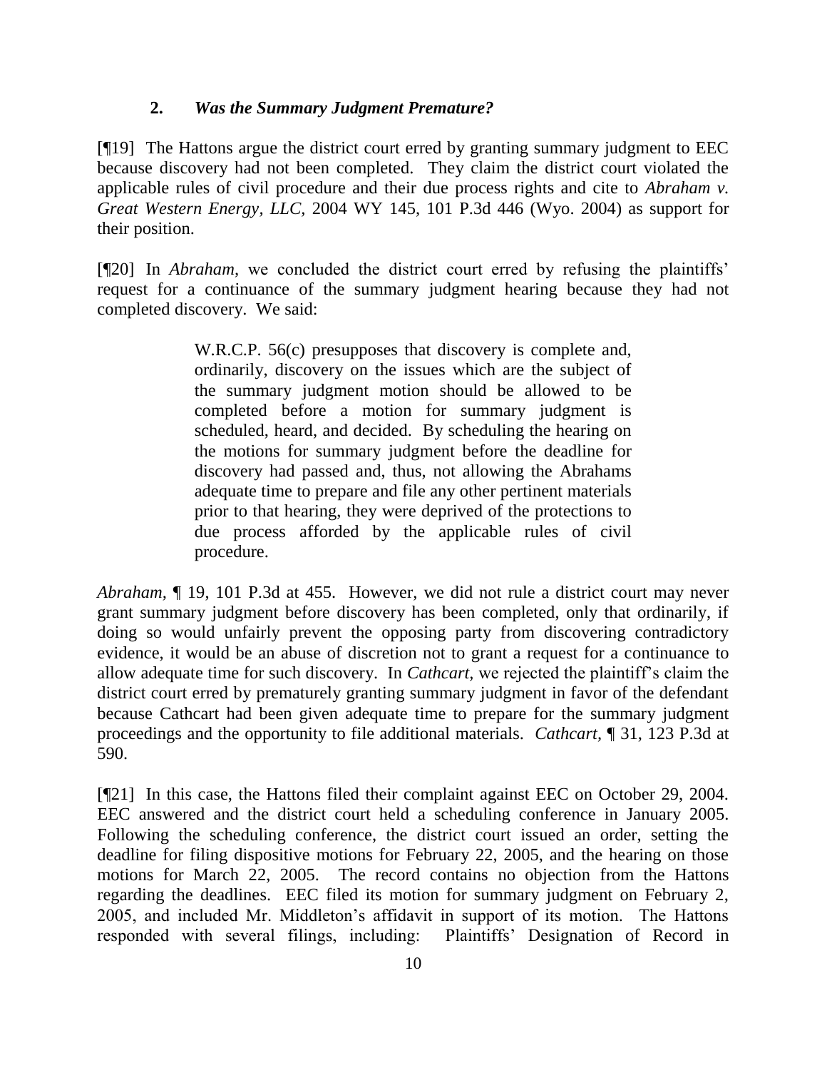### 2. *Was the Summary Judgment Premature?*

[¶19] The Hattons argue the district court erred by granting summary judgment to EEC because discovery had not been completed. They claim the district court violated the applicable rules of civil procedure and their due process rights and cite to *Abraham v. Great Western Energy, LLC*, 2004 WY 145, 101 P.3d 446 (Wyo. 2004) as support for their position.

[¶20] In *Abraham*, we concluded the district court erred by refusing the plaintiffs' request for a continuance of the summary judgment hearing because they had not completed discovery. We said:

> W.R.C.P. 56(c) presupposes that discovery is complete and, ordinarily, discovery on the issues which are the subject of the summary judgment motion should be allowed to be completed before a motion for summary judgment is scheduled, heard, and decided. By scheduling the hearing on the motions for summary judgment before the deadline for discovery had passed and, thus, not allowing the Abrahams adequate time to prepare and file any other pertinent materials prior to that hearing, they were deprived of the protections to due process afforded by the applicable rules of civil procedure.

*Abraham*, ¶ 19, 101 P.3d at 455. However, we did not rule a district court may never grant summary judgment before discovery has been completed, only that ordinarily, if doing so would unfairly prevent the opposing party from discovering contradictory evidence, it would be an abuse of discretion not to grant a request for a continuance to allow adequate time for such discovery. In *Cathcart*, we rejected the plaintiff's claim the district court erred by prematurely granting summary judgment in favor of the defendant because Cathcart had been given adequate time to prepare for the summary judgment proceedings and the opportunity to file additional materials. *Cathcart*, ¶ 31, 123 P.3d at 590.

[¶21] In this case, the Hattons filed their complaint against EEC on October 29, 2004. EEC answered and the district court held a scheduling conference in January 2005. Following the scheduling conference, the district court issued an order, setting the deadline for filing dispositive motions for February 22, 2005, and the hearing on those motions for March 22, 2005. The record contains no objection from the Hattons regarding the deadlines. EEC filed its motion for summary judgment on February 2, 2005, and included Mr. Middleton's affidavit in support of its motion. The Hattons responded with several filings, including: Plaintiffs' Designation of Record in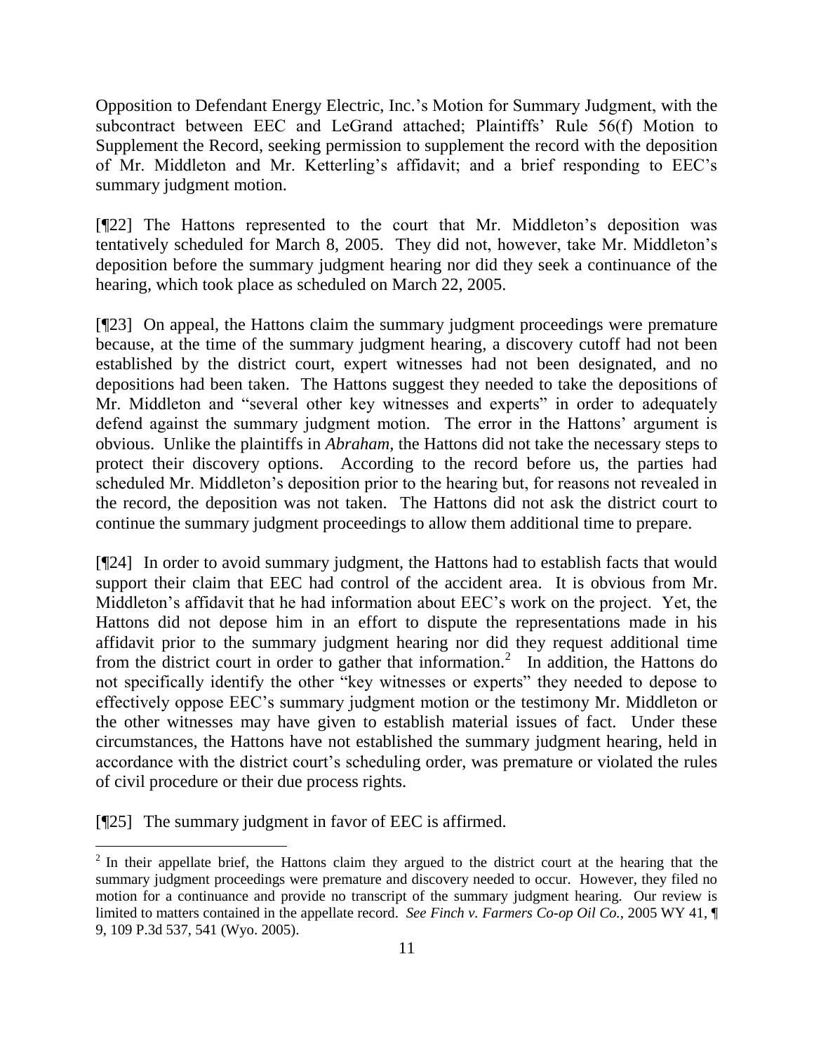Opposition to Defendant Energy Electric, Inc.'s Motion for Summary Judgment, with the subcontract between EEC and LeGrand attached; Plaintiffs' Rule 56(f) Motion to Supplement the Record, seeking permission to supplement the record with the deposition of Mr. Middleton and Mr. Ketterling's affidavit; and a brief responding to EEC's summary judgment motion.

[¶22] The Hattons represented to the court that Mr. Middleton's deposition was tentatively scheduled for March 8, 2005. They did not, however, take Mr. Middleton's deposition before the summary judgment hearing nor did they seek a continuance of the hearing, which took place as scheduled on March 22, 2005.

[¶23] On appeal, the Hattons claim the summary judgment proceedings were premature because, at the time of the summary judgment hearing, a discovery cutoff had not been established by the district court, expert witnesses had not been designated, and no depositions had been taken. The Hattons suggest they needed to take the depositions of Mr. Middleton and "several other key witnesses and experts" in order to adequately defend against the summary judgment motion. The error in the Hattons' argument is obvious. Unlike the plaintiffs in *Abraham*, the Hattons did not take the necessary steps to protect their discovery options. According to the record before us, the parties had scheduled Mr. Middleton's deposition prior to the hearing but, for reasons not revealed in the record, the deposition was not taken. The Hattons did not ask the district court to continue the summary judgment proceedings to allow them additional time to prepare.

[¶24] In order to avoid summary judgment, the Hattons had to establish facts that would support their claim that EEC had control of the accident area. It is obvious from Mr. Middleton's affidavit that he had information about EEC's work on the project. Yet, the Hattons did not depose him in an effort to dispute the representations made in his affidavit prior to the summary judgment hearing nor did they request additional time from the district court in order to gather that information.[2] In addition, the Hattons do not specifically identify the other "key witnesses or experts" they needed to depose to effectively oppose EEC's summary judgment motion or the testimony Mr. Middleton or the other witnesses may have given to establish material issues of fact. Under these circumstances, the Hattons have not established the summary judgment hearing, held in accordance with the district court's scheduling order, was premature or violated the rules of civil procedure or their due process rights.

[¶25] The summary judgment in favor of EEC is affirmed.

[2] In their appellate brief, the Hattons claim they argued to the district court at the hearing that the summary judgment proceedings were premature and discovery needed to occur. However, they filed no motion for a continuance and provide no transcript of the summary judgment hearing. Our review is limited to matters contained in the appellate record. *See Finch v. Farmers Co-op Oil Co.,* 2005 WY 41, ¶ 9, 109 P.3d 537, 541 (Wyo. 2005).